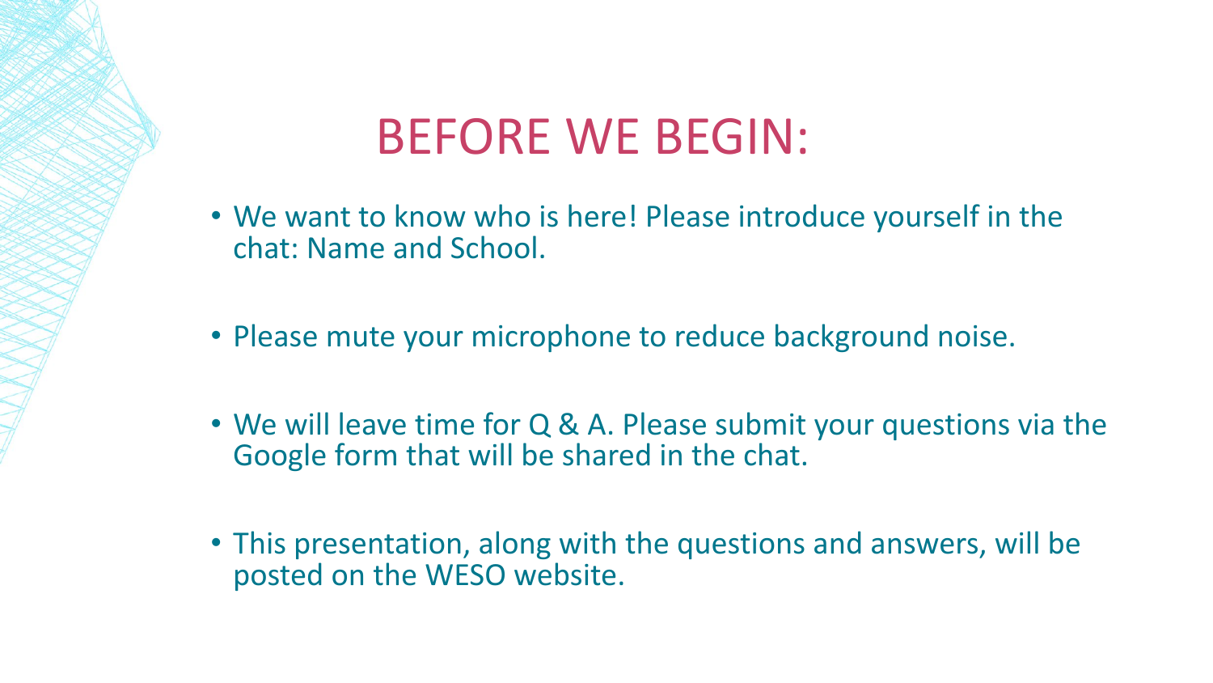# BEFORE WE BEGIN:

- We want to know who is here! Please introduce yourself in the chat: Name and School.
- Please mute your microphone to reduce background noise.
- We will leave time for Q & A. Please submit your questions via the Google form that will be shared in the chat.
- This presentation, along with the questions and answers, will be posted on the WESO website.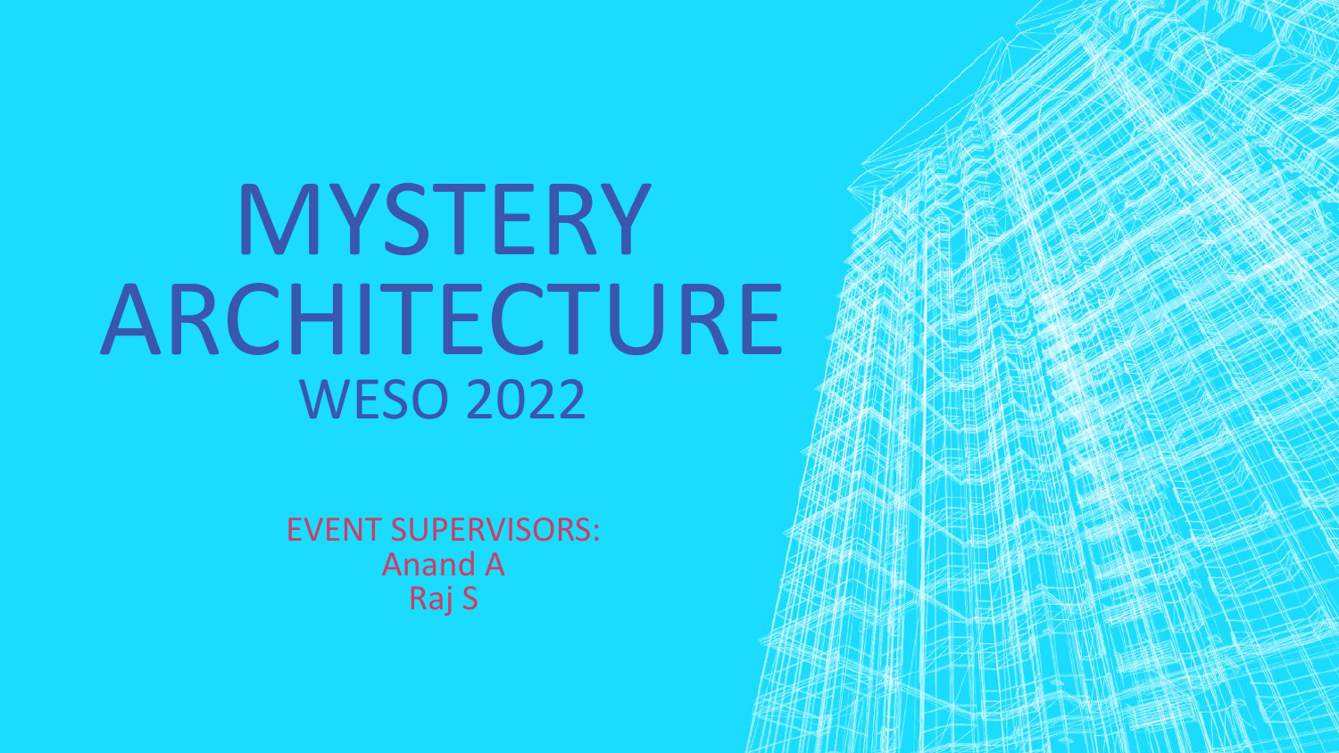# MYSTERY ARCHITECTURE

## WESO 2022

EVENT SUPERVISORS:
Anand A
Raj S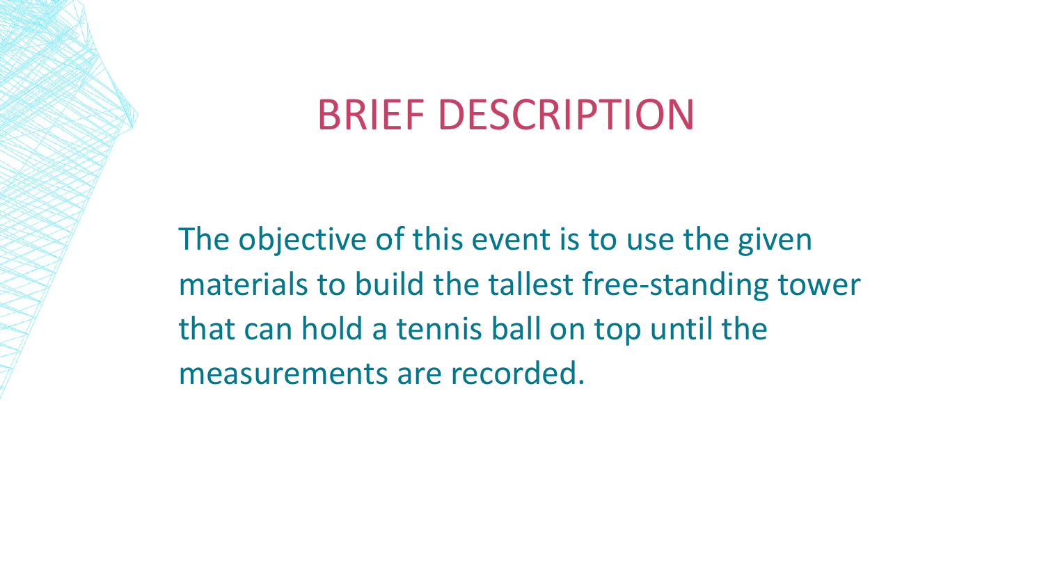# BRIEF DESCRIPTION

The objective of this event is to use the given materials to build the tallest free-standing tower that can hold a tennis ball on top until the measurements are recorded.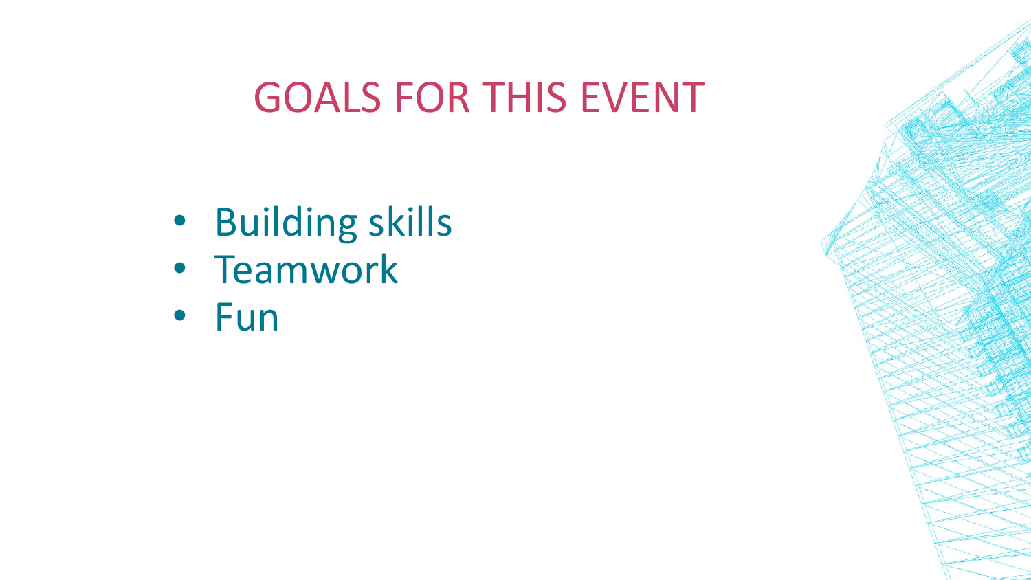# GOALS FOR THIS EVENT

- Building skills
- Teamwork
- Fun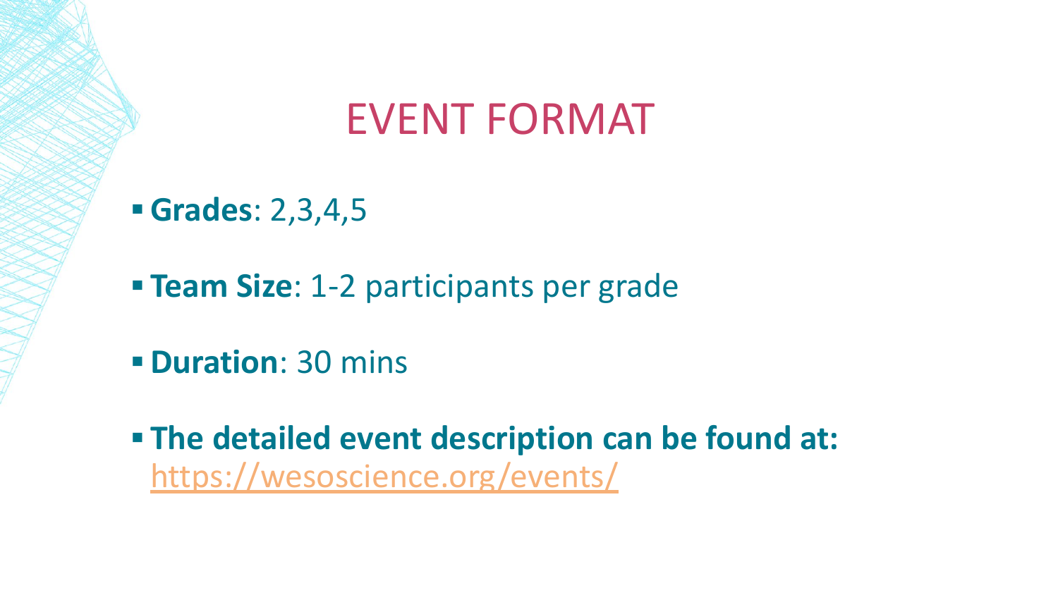# EVENT FORMAT

- **Grades**: 2,3,4,5
- **Team Size**: 1-2 participants per grade
- **Duration**: 30 mins
- **The detailed event description can be found at:** https://wesoscience.org/events/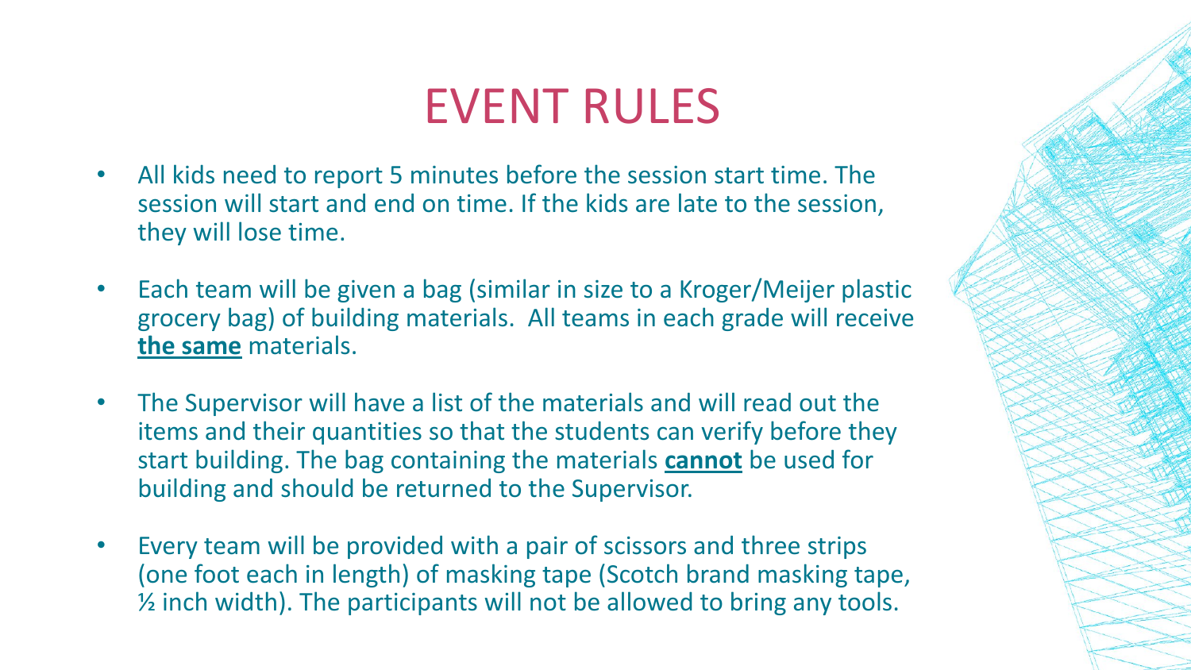# EVENT RULES

- All kids need to report 5 minutes before the session start time. The session will start and end on time. If the kids are late to the session, they will lose time.
- Each team will be given a bag (similar in size to a Kroger/Meijer plastic grocery bag) of building materials. All teams in each grade will receive **the same** materials.
- The Supervisor will have a list of the materials and will read out the items and their quantities so that the students can verify before they start building. The bag containing the materials **cannot** be used for building and should be returned to the Supervisor.
- Every team will be provided with a pair of scissors and three strips (one foot each in length) of masking tape (Scotch brand masking tape, ½ inch width). The participants will not be allowed to bring any tools.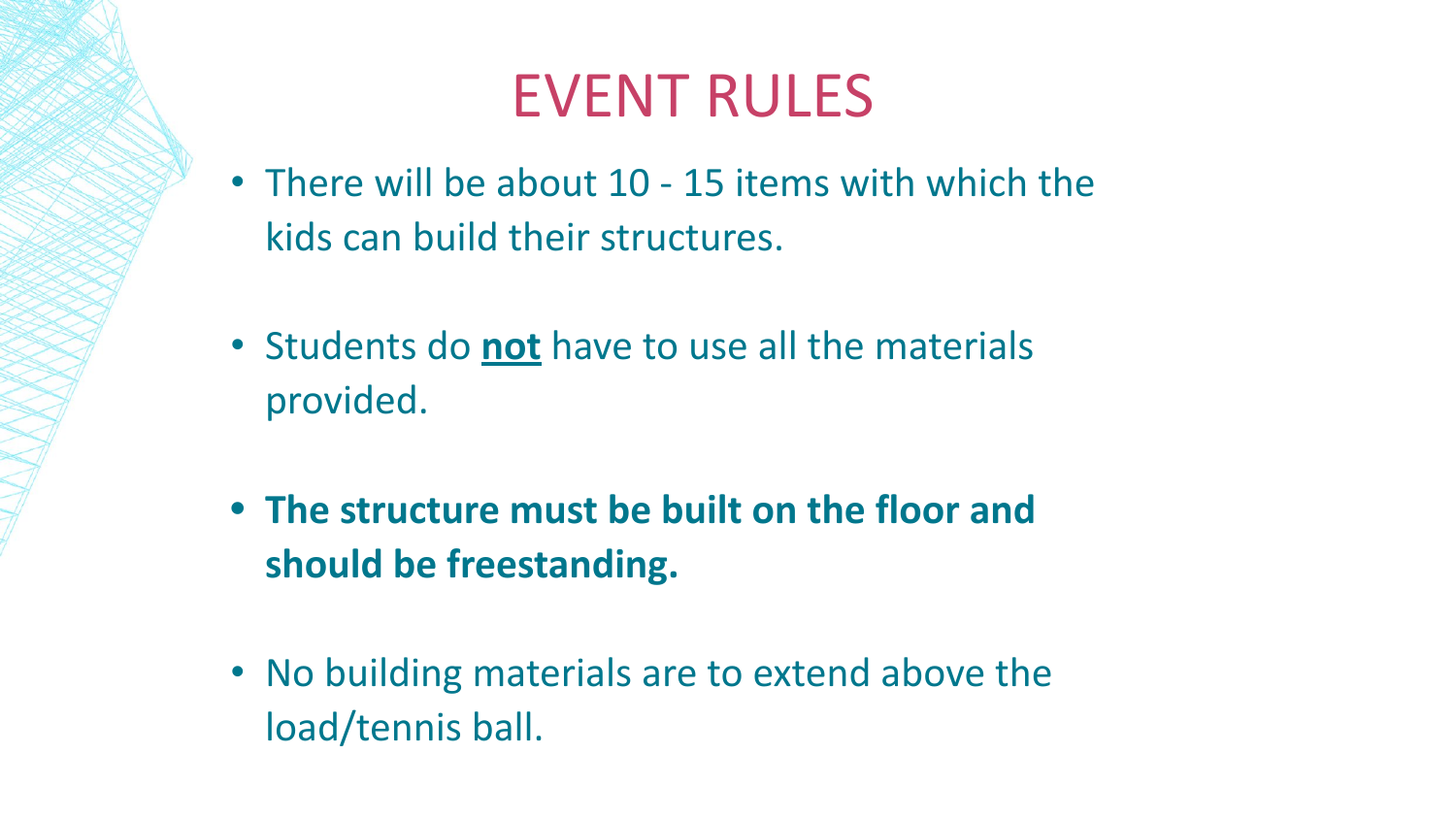# EVENT RULES

- There will be about 10 - 15 items with which the kids can build their structures.
- Students do **<u>not</u>** have to use all the materials provided.
- **The structure must be built on the floor and should be freestanding.**
- No building materials are to extend above the load/tennis ball.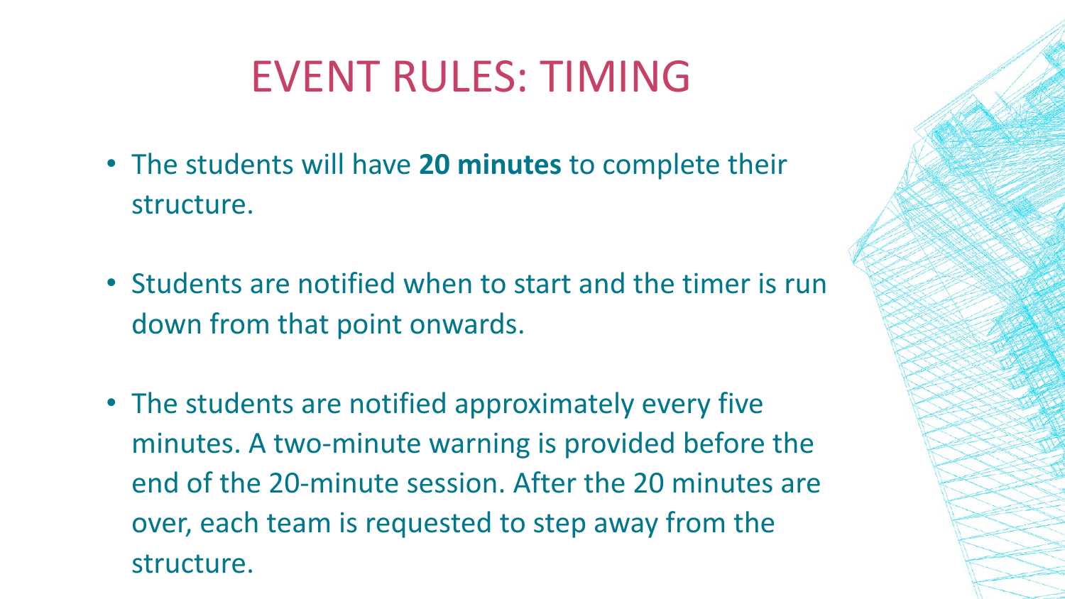# EVENT RULES: TIMING

- The students will have **20 minutes** to complete their structure.
- Students are notified when to start and the timer is run down from that point onwards.
- The students are notified approximately every five minutes. A two-minute warning is provided before the end of the 20-minute session. After the 20 minutes are over, each team is requested to step away from the structure.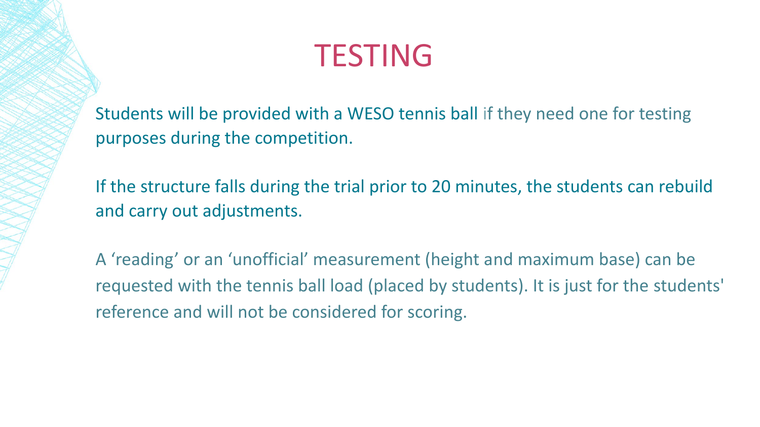# TESTING

Students will be provided with a WESO tennis ball if they need one for testing purposes during the competition.

If the structure falls during the trial prior to 20 minutes, the students can rebuild and carry out adjustments.

A ‘reading’ or an ‘unofficial’ measurement (height and maximum base) can be requested with the tennis ball load (placed by students). It is just for the students' reference and will not be considered for scoring.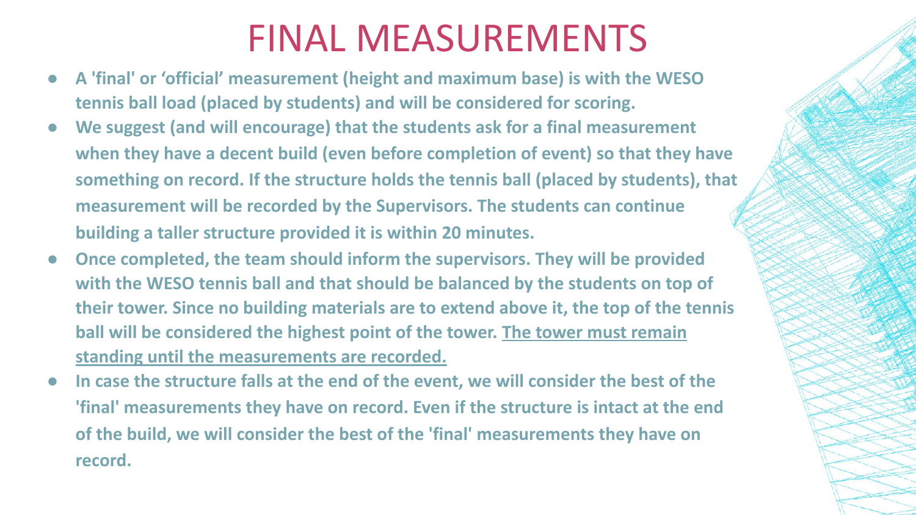# FINAL MEASUREMENTS

- **A 'final' or 'official' measurement (height and maximum base) is with the WESO tennis ball load (placed by students) and will be considered for scoring.**
- **We suggest (and will encourage) that the students ask for a final measurement when they have a decent build (even before completion of event) so that they have something on record. If the structure holds the tennis ball (placed by students), that measurement will be recorded by the Supervisors. The students can continue building a taller structure provided it is within 20 minutes.**
- **Once completed, the team should inform the supervisors. They will be provided with the WESO tennis ball and that should be balanced by the students on top of their tower. Since no building materials are to extend above it, the top of the tennis ball will be considered the highest point of the tower. <u>The tower must remain standing until the measurements are recorded.</u>**
- **In case the structure falls at the end of the event, we will consider the best of the 'final' measurements they have on record. Even if the structure is intact at the end of the build, we will consider the best of the 'final' measurements they have on record.**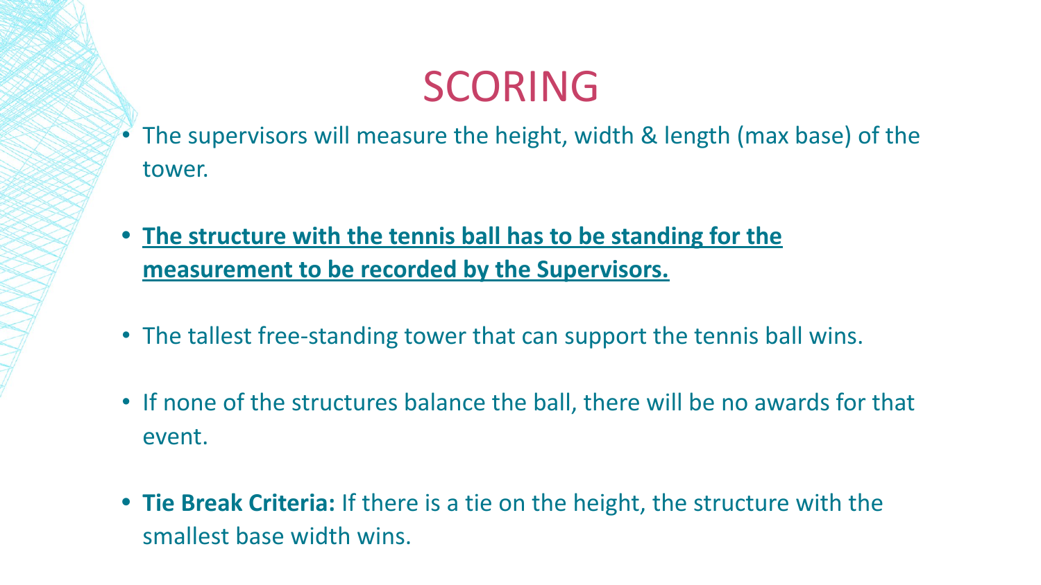# SCORING

- The supervisors will measure the height, width & length (max base) of the tower.

- <u>**The structure with the tennis ball has to be standing for the measurement to be recorded by the Supervisors.**</u>

- The tallest free-standing tower that can support the tennis ball wins.

- If none of the structures balance the ball, there will be no awards for that event.

- **Tie Break Criteria:** If there is a tie on the height, the structure with the smallest base width wins.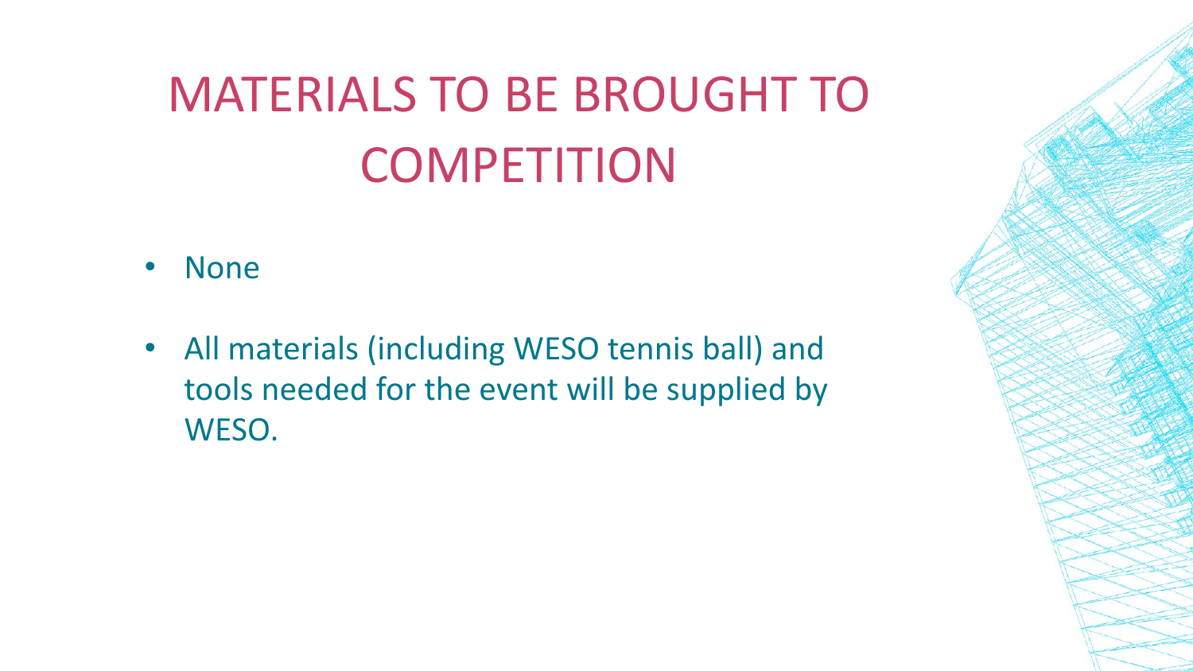# MATERIALS TO BE BROUGHT TO COMPETITION

- None
- All materials (including WESO tennis ball) and tools needed for the event will be supplied by WESO.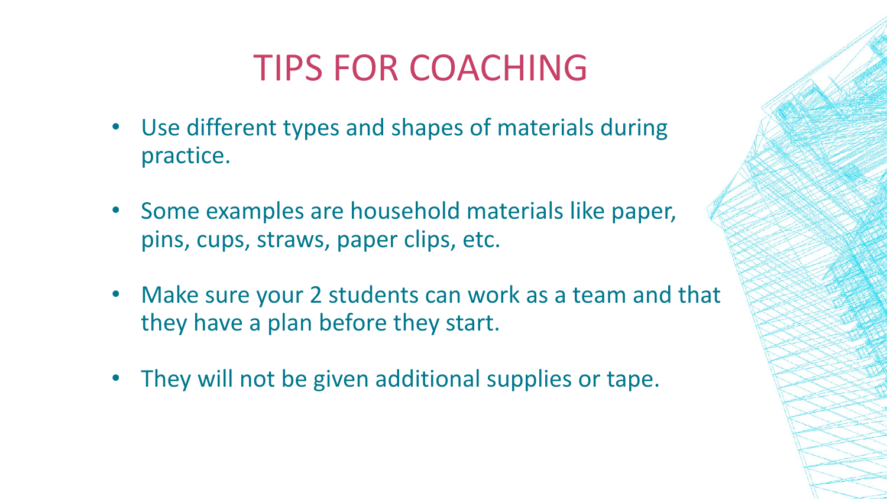# TIPS FOR COACHING

- Use different types and shapes of materials during practice.
- Some examples are household materials like paper, pins, cups, straws, paper clips, etc.
- Make sure your 2 students can work as a team and that they have a plan before they start.
- They will not be given additional supplies or tape.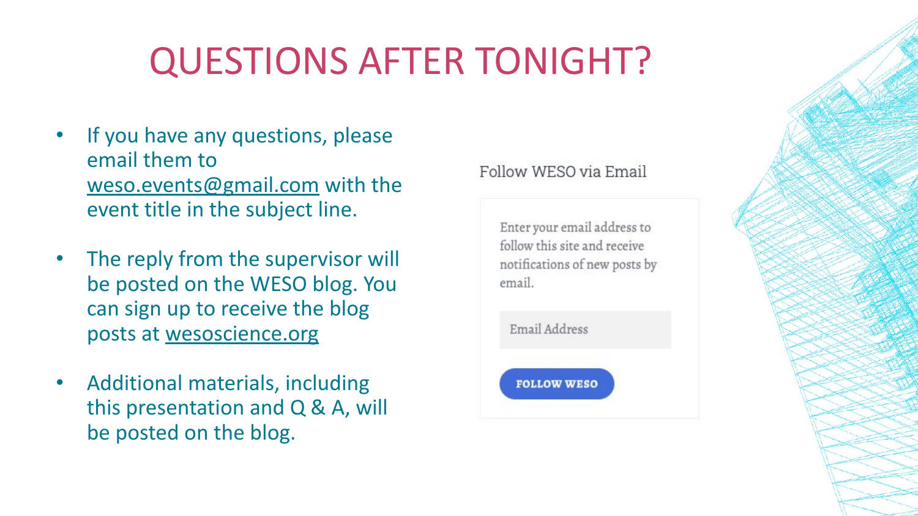# QUESTIONS AFTER TONIGHT?

- If you have any questions, please email them to weso.events@gmail.com with the event title in the subject line.
- The reply from the supervisor will be posted on the WESO blog. You can sign up to receive the blog posts at wesoscience.org
- Additional materials, including this presentation and Q & A, will be posted on the blog.

Follow WESO via Email

Enter your email address to follow this site and receive notifications of new posts by email.

Email Address

FOLLOW WESO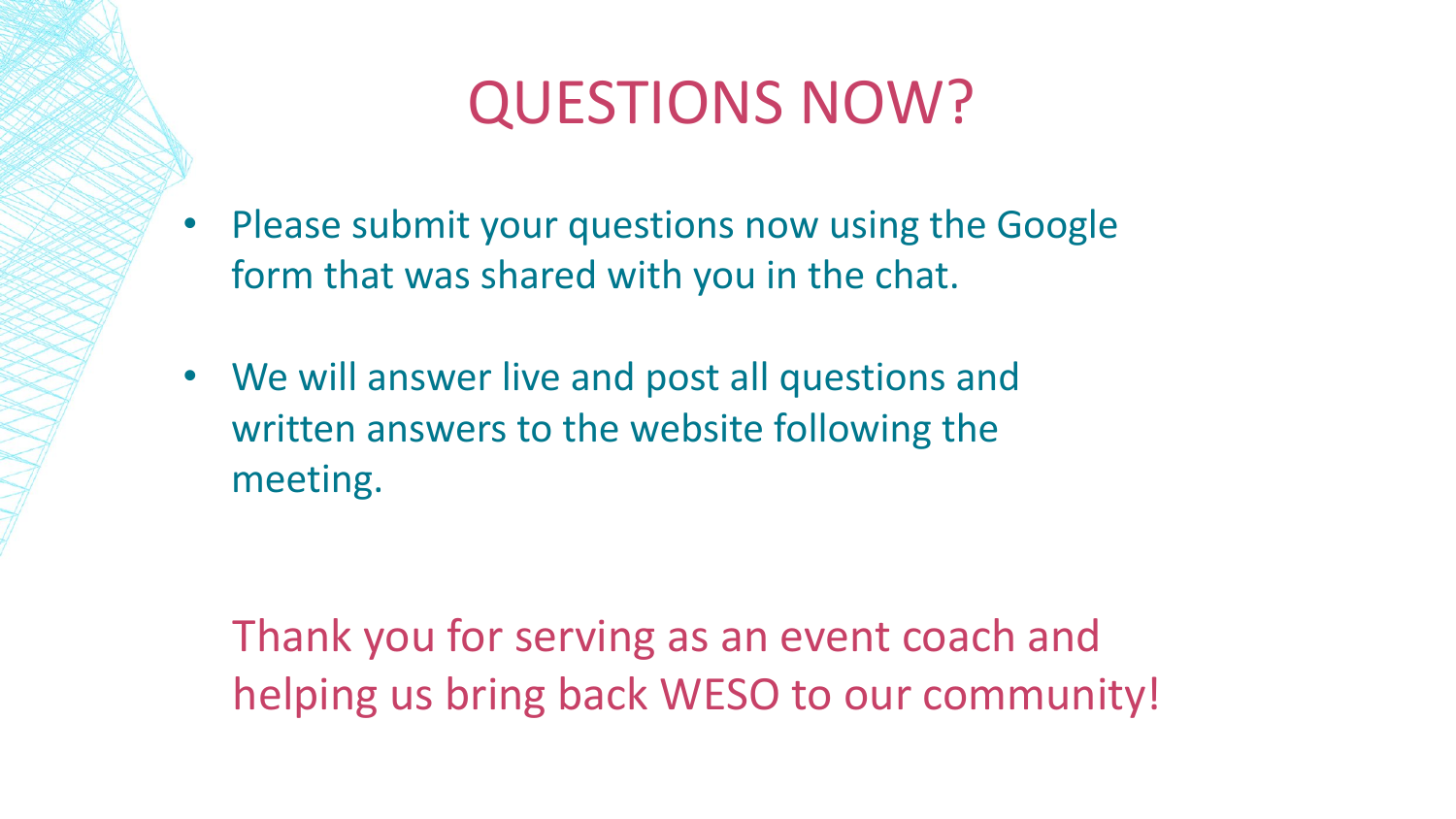# QUESTIONS NOW?

- Please submit your questions now using the Google form that was shared with you in the chat.
- We will answer live and post all questions and written answers to the website following the meeting.

Thank you for serving as an event coach and helping us bring back WESO to our community!